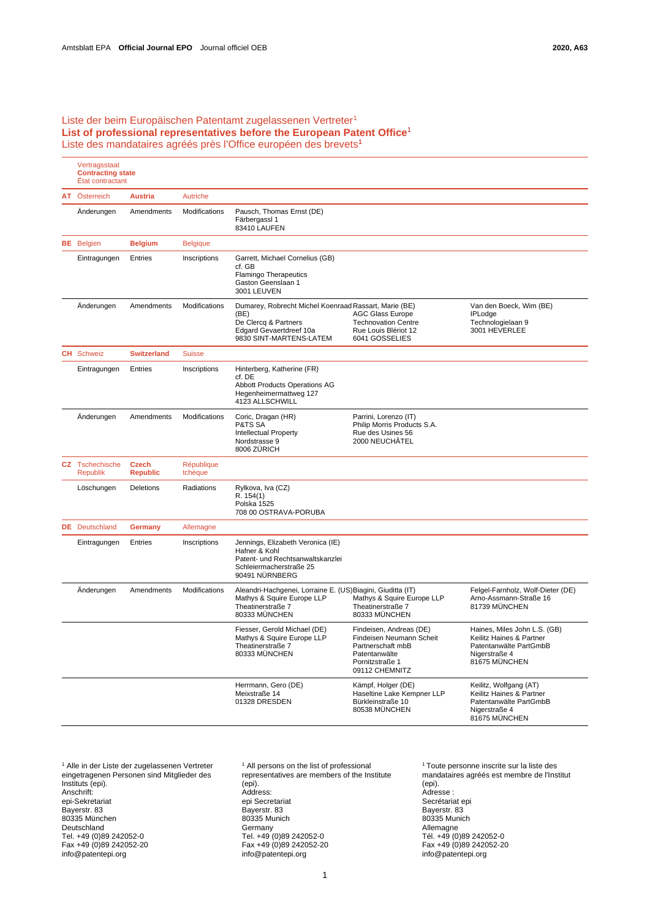# Liste der beim Europäischen Patentamt zugelassenen Vertreter[1]
# **List of professional representatives before the European Patent Office[1]**
# Liste des mandataires agréés près l'Office européen des brevets[1]

| | Vertragsstaat / **Contracting state** / État contractant | | | | | |
|---|---|---|---|---|---|---|
| **AT** | Österreich | **Austria** | Autriche | | | |
| | Änderungen | Amendments | Modifications | Pausch, Thomas Ernst (DE)<br>Färbergassl 1<br>83410 LAUFEN | | |
| **BE** | Belgien | **Belgium** | Belgique | | | |
| | Eintragungen | Entries | Inscriptions | Garrett, Michael Cornelius (GB)<br>cf. GB<br>Flamingo Therapeutics<br>Gaston Geenslaan 1<br>3001 LEUVEN | | |
| | Änderungen | Amendments | Modifications | Dumarey, Robrecht Michel Koenraad (BE)<br>De Clercq & Partners<br>Edgard Gevaertdreef 10a<br>9830 SINT-MARTENS-LATEM | Rassart, Marie (BE)<br>AGC Glass Europe<br>Technovation Centre<br>Rue Louis Blériot 12<br>6041 GOSSELIES | Van den Boeck, Wim (BE)<br>IPLodge<br>Technologielaan 9<br>3001 HEVERLEE |
| **CH** | Schweiz | **Switzerland** | Suisse | | | |
| | Eintragungen | Entries | Inscriptions | Hinterberg, Katherine (FR)<br>cf. DE<br>Abbott Products Operations AG<br>Hegenheimermattweg 127<br>4123 ALLSCHWILL | | |
| | Änderungen | Amendments | Modifications | Coric, Dragan (HR)<br>P&TS SA<br>Intellectual Property<br>Nordstrasse 9<br>8006 ZÜRICH | Parrini, Lorenzo (IT)<br>Philip Morris Products S.A.<br>Rue des Usines 56<br>2000 NEUCHÂTEL | |
| **CZ** | Tschechische Republik | **Czech Republic** | République tchèque | | | |
| | Löschungen | Deletions | Radiations | Rylkova, Iva (CZ)<br>R. 154(1)<br>Polska 1525<br>708 00 OSTRAVA-PORUBA | | |
| **DE** | Deutschland | **Germany** | Allemagne | | | |
| | Eintragungen | Entries | Inscriptions | Jennings, Elizabeth Veronica (IE)<br>Hafner & Kohl<br>Patent- und Rechtsanwaltskanzlei<br>Schleiermacherstraße 25<br>90491 NÜRNBERG | | |
| | Änderungen | Amendments | Modifications | Aleandri-Hachgenei, Lorraine E. (US)<br>Mathys & Squire Europe LLP<br>Theatinerstraße 7<br>80333 MÜNCHEN | Biagini, Giuditta (IT)<br>Mathys & Squire Europe LLP<br>Theatinerstraße 7<br>80333 MÜNCHEN | Felgel-Farnholz, Wolf-Dieter (DE)<br>Arno-Assmann-Straße 16<br>81739 MÜNCHEN |
| | | | | Fiesser, Gerold Michael (DE)<br>Mathys & Squire Europe LLP<br>Theatinerstraße 7<br>80333 MÜNCHEN | Findeisen, Andreas (DE)<br>Findeisen Neumann Scheit<br>Partnerschaft mbB<br>Patentanwälte<br>Pornitzstraße 1<br>09112 CHEMNITZ | Haines, Miles John L.S. (GB)<br>Keilitz Haines & Partner<br>Patentanwälte PartGmbB<br>Nigerstraße 4<br>81675 MÜNCHEN |
| | | | | Herrmann, Gero (DE)<br>Meixstraße 14<br>01328 DRESDEN | Kämpf, Holger (DE)<br>Haseltine Lake Kempner LLP<br>Bürkleinstraße 10<br>80538 MÜNCHEN | Keilitz, Wolfgang (AT)<br>Keilitz Haines & Partner<br>Patentanwälte PartGmbB<br>Nigerstraße 4<br>81675 MÜNCHEN |

[1] Alle in der Liste der zugelassenen Vertreter eingetragenen Personen sind Mitglieder des Instituts (epi).
Anschrift:
epi-Sekretariat
Bayerstr. 83
80335 München
Deutschland
Tel. +49 (0)89 242052-0
Fax +49 (0)89 242052-20
info@patentepi.org

[1] All persons on the list of professional representatives are members of the Institute (epi).
Address:
epi Secretariat
Bayerstr. 83
80335 Munich
Germany
Tel. +49 (0)89 242052-0
Fax +49 (0)89 242052-20
info@patentepi.org

[1] Toute personne inscrite sur la liste des mandataires agréés est membre de l'Institut (epi).
Adresse :
Secrétariat epi
Bayerstr. 83
80335 Munich
Allemagne
Tél. +49 (0)89 242052-0
Fax +49 (0)89 242052-20
info@patentepi.org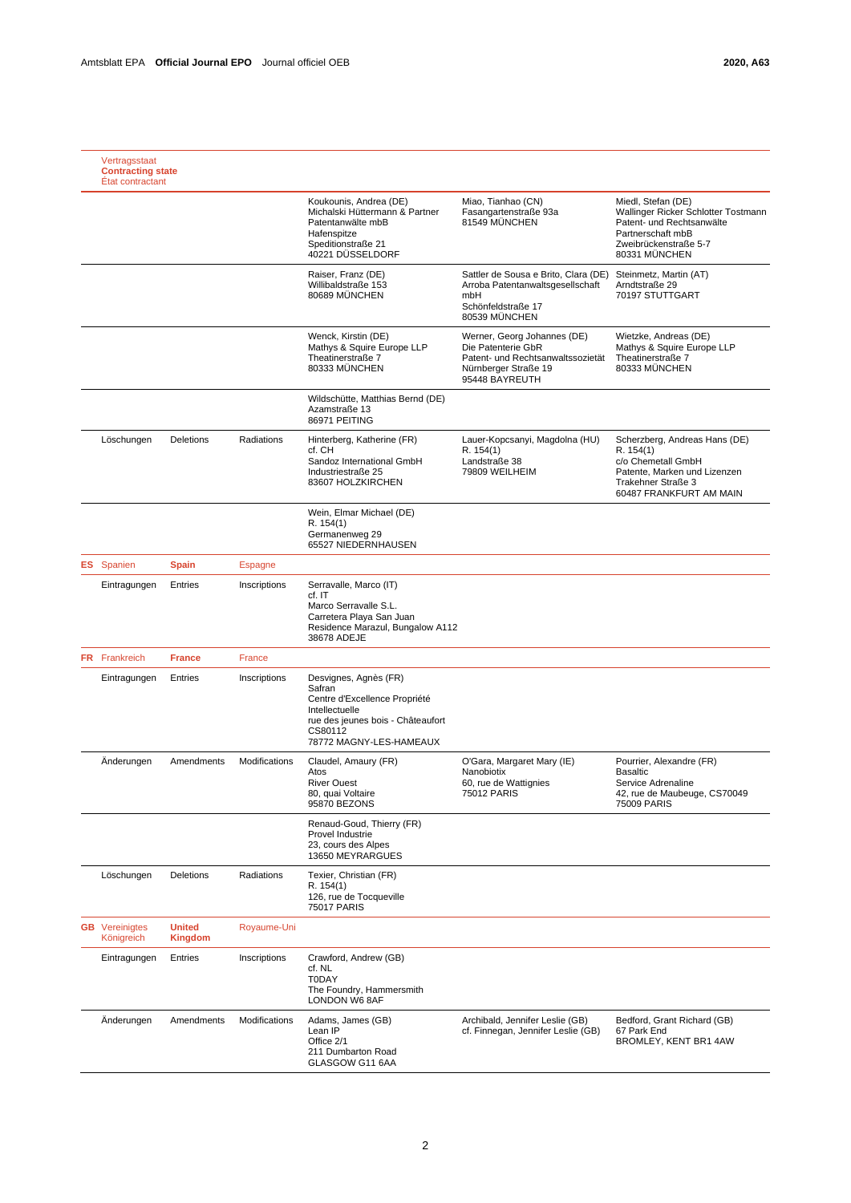| | Vertragsstaat<br>**Contracting state**<br>État contractant | | | | | |
|---|---|---|---|---|---|---|
| | | | | Koukounis, Andrea (DE)<br>Michalski Hüttermann & Partner<br>Patentanwälte mbB<br>Hafenspitze<br>Speditionstraße 21<br>40221 DÜSSELDORF | Miao, Tianhao (CN)<br>Fasangartenstraße 93a<br>81549 MÜNCHEN | Miedl, Stefan (DE)<br>Wallinger Ricker Schlotter Tostmann<br>Patent- und Rechtsanwälte<br>Partnerschaft mbB<br>Zweibrückenstraße 5-7<br>80331 MÜNCHEN |
| | | | | Raiser, Franz (DE)<br>Willibaldstraße 153<br>80689 MÜNCHEN | Sattler de Sousa e Brito, Clara (DE)<br>Arroba Patentanwaltsgesellschaft<br>mbH<br>Schönfeldstraße 17<br>80539 MÜNCHEN | Steinmetz, Martin (AT)<br>Arndtstraße 29<br>70197 STUTTGART |
| | | | | Wenck, Kirstin (DE)<br>Mathys & Squire Europe LLP<br>Theatinerstraße 7<br>80333 MÜNCHEN | Werner, Georg Johannes (DE)<br>Die Patenterie GbR<br>Patent- und Rechtsanwaltssozietät<br>Nürnberger Straße 19<br>95448 BAYREUTH | Wietzke, Andreas (DE)<br>Mathys & Squire Europe LLP<br>Theatinerstraße 7<br>80333 MÜNCHEN |
| | | | | Wildschütte, Matthias Bernd (DE)<br>Azamstraße 13<br>86971 PEITING | | |
| | Löschungen | Deletions | Radiations | Hinterberg, Katherine (FR)<br>cf. CH<br>Sandoz International GmbH<br>Industriestraße 25<br>83607 HOLZKIRCHEN | Lauer-Kopcsanyi, Magdolna (HU)<br>R. 154(1)<br>Landstraße 38<br>79809 WEILHEIM | Scherzberg, Andreas Hans (DE)<br>R. 154(1)<br>c/o Chemetall GmbH<br>Patente, Marken und Lizenzen<br>Trakehner Straße 3<br>60487 FRANKFURT AM MAIN |
| | | | | Wein, Elmar Michael (DE)<br>R. 154(1)<br>Germanenweg 29<br>65527 NIEDERNHAUSEN | | |
| **ES** | Spanien | **Spain** | Espagne | | | |
| | Eintragungen | Entries | Inscriptions | Serravalle, Marco (IT)<br>cf. IT<br>Marco Serravalle S.L.<br>Carretera Playa San Juan<br>Residence Marazul, Bungalow A112<br>38678 ADEJE | | |
| **FR** | Frankreich | **France** | France | | | |
| | Eintragungen | Entries | Inscriptions | Desvignes, Agnès (FR)<br>Safran<br>Centre d'Excellence Propriété<br>Intellectuelle<br>rue des jeunes bois - Châteaufort<br>CS80112<br>78772 MAGNY-LES-HAMEAUX | | |
| | Änderungen | Amendments | Modifications | Claudel, Amaury (FR)<br>Atos<br>River Ouest<br>80, quai Voltaire<br>95870 BEZONS | O'Gara, Margaret Mary (IE)<br>Nanobiotix<br>60, rue de Wattignies<br>75012 PARIS | Pourrier, Alexandre (FR)<br>Basaltic<br>Service Adrenaline<br>42, rue de Maubeuge, CS70049<br>75009 PARIS |
| | | | | Renaud-Goud, Thierry (FR)<br>Provel Industrie<br>23, cours des Alpes<br>13650 MEYRARGUES | | |
| | Löschungen | Deletions | Radiations | Texier, Christian (FR)<br>R. 154(1)<br>126, rue de Tocqueville<br>75017 PARIS | | |
| **GB** | Vereinigtes Königreich | **United Kingdom** | Royaume-Uni | | | |
| | Eintragungen | Entries | Inscriptions | Crawford, Andrew (GB)<br>cf. NL<br>T0DAY<br>The Foundry, Hammersmith<br>LONDON W6 8AF | | |
| | Änderungen | Amendments | Modifications | Adams, James (GB)<br>Lean IP<br>Office 2/1<br>211 Dumbarton Road<br>GLASGOW G11 6AA | Archibald, Jennifer Leslie (GB)<br>cf. Finnegan, Jennifer Leslie (GB) | Bedford, Grant Richard (GB)<br>67 Park End<br>BROMLEY, KENT BR1 4AW |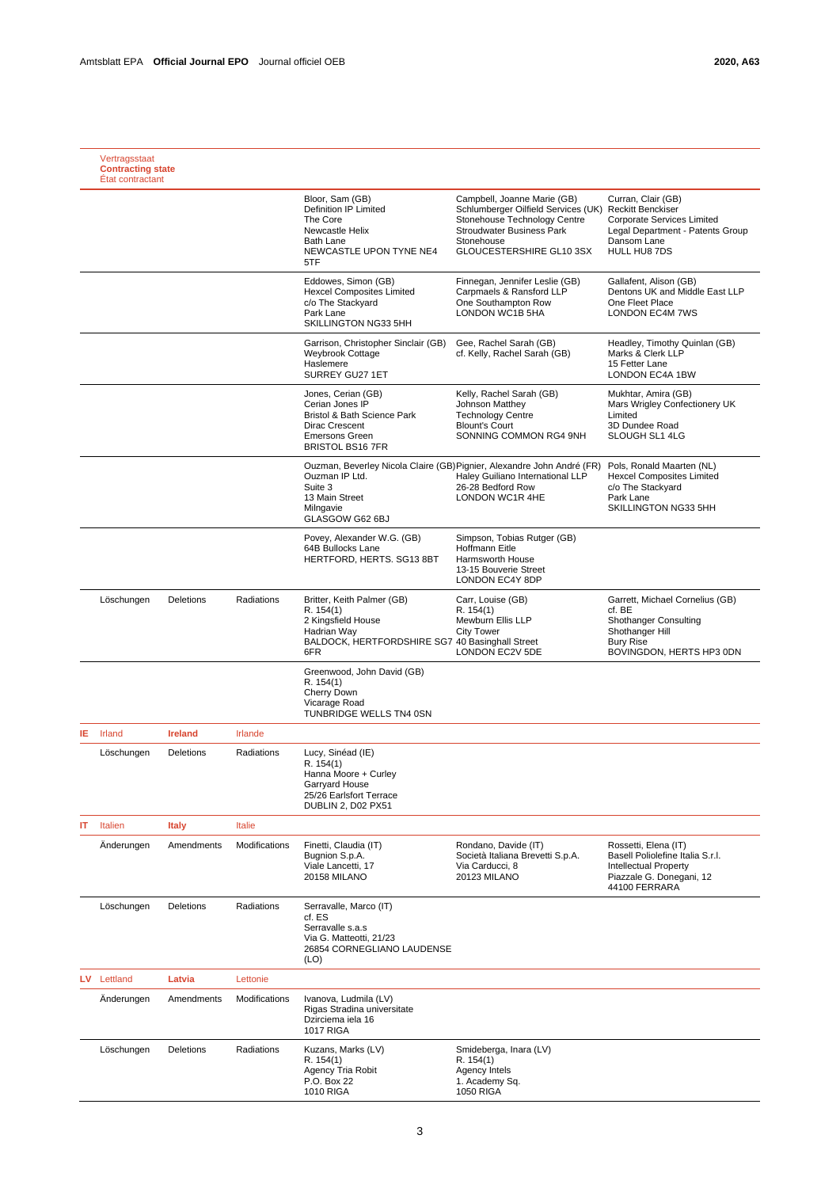| | Vertragsstaat<br>**Contracting state**<br>État contractant | | | | | |
|---|---|---|---|---|---|---|
| | | | | Bloor, Sam (GB)<br>Definition IP Limited<br>The Core<br>Newcastle Helix<br>Bath Lane<br>NEWCASTLE UPON TYNE NE4 5TF | Campbell, Joanne Marie (GB)<br>Schlumberger Oilfield Services (UK)<br>Stonehouse Technology Centre<br>Stroudwater Business Park<br>Stonehouse<br>GLOUCESTERSHIRE GL10 3SX | Curran, Clair (GB)<br>Reckitt Benckiser<br>Corporate Services Limited<br>Legal Department - Patents Group<br>Dansom Lane<br>HULL HU8 7DS |
| | | | | Eddowes, Simon (GB)<br>Hexcel Composites Limited<br>c/o The Stackyard<br>Park Lane<br>SKILLINGTON NG33 5HH | Finnegan, Jennifer Leslie (GB)<br>Carpmaels & Ransford LLP<br>One Southampton Row<br>LONDON WC1B 5HA | Gallafent, Alison (GB)<br>Dentons UK and Middle East LLP<br>One Fleet Place<br>LONDON EC4M 7WS |
| | | | | Garrison, Christopher Sinclair (GB)<br>Weybrook Cottage<br>Haslemere<br>SURREY GU27 1ET | Gee, Rachel Sarah (GB)<br>cf. Kelly, Rachel Sarah (GB) | Headley, Timothy Quinlan (GB)<br>Marks & Clerk LLP<br>15 Fetter Lane<br>LONDON EC4A 1BW |
| | | | | Jones, Cerian (GB)<br>Cerian Jones IP<br>Bristol & Bath Science Park<br>Dirac Crescent<br>Emersons Green<br>BRISTOL BS16 7FR | Kelly, Rachel Sarah (GB)<br>Johnson Matthey<br>Technology Centre<br>Blount's Court<br>SONNING COMMON RG4 9NH | Mukhtar, Amira (GB)<br>Mars Wrigley Confectionery UK Limited<br>3D Dundee Road<br>SLOUGH SL1 4LG |
| | | | | Ouzman, Beverley Nicola Claire (GB)<br>Ouzman IP Ltd.<br>Suite 3<br>13 Main Street<br>Milngavie<br>GLASGOW G62 6BJ | Pignier, Alexandre John André (FR)<br>Haley Guiliano International LLP<br>26-28 Bedford Row<br>LONDON WC1R 4HE | Pols, Ronald Maarten (NL)<br>Hexcel Composites Limited<br>c/o The Stackyard<br>Park Lane<br>SKILLINGTON NG33 5HH |
| | | | | Povey, Alexander W.G. (GB)<br>64B Bullocks Lane<br>HERTFORD, HERTS. SG13 8BT | Simpson, Tobias Rutger (GB)<br>Hoffmann Eitle<br>Harmsworth House<br>13-15 Bouverie Street<br>LONDON EC4Y 8DP | |
| | Löschungen | Deletions | Radiations | Britter, Keith Palmer (GB)<br>R. 154(1)<br>2 Kingsfield House<br>Hadrian Way<br>BALDOCK, HERTFORDSHIRE SG7 6FR | Carr, Louise (GB)<br>R. 154(1)<br>Mewburn Ellis LLP<br>City Tower<br>40 Basinghall Street<br>LONDON EC2V 5DE | Garrett, Michael Cornelius (GB)<br>cf. BE<br>Shothanger Consulting<br>Shothanger Hill<br>Bury Rise<br>BOVINGDON, HERTS HP3 0DN |
| | | | | Greenwood, John David (GB)<br>R. 154(1)<br>Cherry Down<br>Vicarage Road<br>TUNBRIDGE WELLS TN4 0SN | | |
| IE | Irland | **Ireland** | Irlande | | | |
| | Löschungen | Deletions | Radiations | Lucy, Sinéad (IE)<br>R. 154(1)<br>Hanna Moore + Curley<br>Garryard House<br>25/26 Earlsfort Terrace<br>DUBLIN 2, D02 PX51 | | |
| IT | Italien | **Italy** | Italie | | | |
| | Änderungen | Amendments | Modifications | Finetti, Claudia (IT)<br>Bugnion S.p.A.<br>Viale Lancetti, 17<br>20158 MILANO | Rondano, Davide (IT)<br>Società Italiana Brevetti S.p.A.<br>Via Carducci, 8<br>20123 MILANO | Rossetti, Elena (IT)<br>Basell Poliolefine Italia S.r.l.<br>Intellectual Property<br>Piazzale G. Donegani, 12<br>44100 FERRARA |
| | Löschungen | Deletions | Radiations | Serravalle, Marco (IT)<br>cf. ES<br>Serravalle s.a.s<br>Via G. Matteotti, 21/23<br>26854 CORNEGLIANO LAUDENSE (LO) | | |
| LV | Lettland | **Latvia** | Lettonie | | | |
| | Änderungen | Amendments | Modifications | Ivanova, Ludmila (LV)<br>Rigas Stradina universitate<br>Dzirciema iela 16<br>1017 RIGA | | |
| | Löschungen | Deletions | Radiations | Kuzans, Marks (LV)<br>R. 154(1)<br>Agency Tria Robit<br>P.O. Box 22<br>1010 RIGA | Smideberga, Inara (LV)<br>R. 154(1)<br>Agency Intels<br>1. Academy Sq.<br>1050 RIGA | |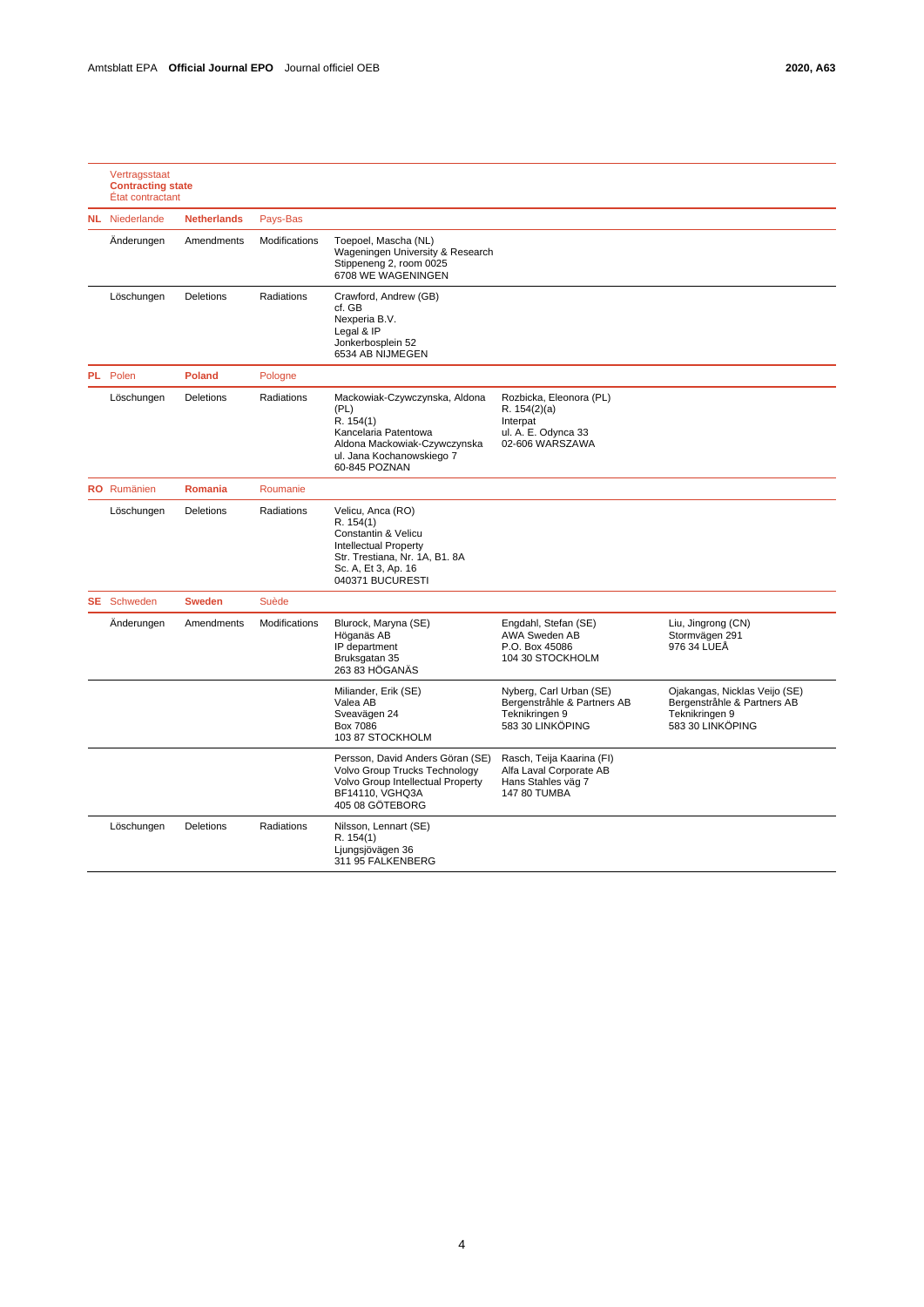| | Vertragsstaat<br>**Contracting state**<br>État contractant | | | | | |
|---|---|---|---|---|---|---|
| **NL** | Niederlande | **Netherlands** | Pays-Bas | | | |
| | Änderungen | Amendments | Modifications | Toepoel, Mascha (NL)<br>Wageningen University & Research<br>Stippeneng 2, room 0025<br>6708 WE WAGENINGEN | | |
| | Löschungen | Deletions | Radiations | Crawford, Andrew (GB)<br>cf. GB<br>Nexperia B.V.<br>Legal & IP<br>Jonkerbosplein 52<br>6534 AB NIJMEGEN | | |
| **PL** | Polen | **Poland** | Pologne | | | |
| | Löschungen | Deletions | Radiations | Mackowiak-Czywczynska, Aldona (PL)<br>R. 154(1)<br>Kancelaria Patentowa<br>Aldona Mackowiak-Czywczynska<br>ul. Jana Kochanowskiego 7<br>60-845 POZNAN | Rozbicka, Eleonora (PL)<br>R. 154(2)(a)<br>Interpat<br>ul. A. E. Odynca 33<br>02-606 WARSZAWA | |
| **RO** | Rumänien | **Romania** | Roumanie | | | |
| | Löschungen | Deletions | Radiations | Velicu, Anca (RO)<br>R. 154(1)<br>Constantin & Velicu<br>Intellectual Property<br>Str. Trestiana, Nr. 1A, B1. 8A<br>Sc. A, Et 3, Ap. 16<br>040371 BUCURESTI | | |
| **SE** | Schweden | **Sweden** | Suède | | | |
| | Änderungen | Amendments | Modifications | Blurock, Maryna (SE)<br>Höganäs AB<br>IP department<br>Bruksgatan 35<br>263 83 HÖGANÄS | Engdahl, Stefan (SE)<br>AWA Sweden AB<br>P.O. Box 45086<br>104 30 STOCKHOLM | Liu, Jingrong (CN)<br>Stormvägen 291<br>976 34 LUEÅ |
| | | | | Miliander, Erik (SE)<br>Valea AB<br>Sveavägen 24<br>Box 7086<br>103 87 STOCKHOLM | Nyberg, Carl Urban (SE)<br>Bergenstråhle & Partners AB<br>Teknikringen 9<br>583 30 LINKÖPING | Ojakangas, Nicklas Veijo (SE)<br>Bergenstråhle & Partners AB<br>Teknikringen 9<br>583 30 LINKÖPING |
| | | | | Persson, David Anders Göran (SE)<br>Volvo Group Trucks Technology<br>Volvo Group Intellectual Property<br>BF14110, VGHQ3A<br>405 08 GÖTEBORG | Rasch, Teija Kaarina (FI)<br>Alfa Laval Corporate AB<br>Hans Stahles väg 7<br>147 80 TUMBA | |
| | Löschungen | Deletions | Radiations | Nilsson, Lennart (SE)<br>R. 154(1)<br>Ljungsjövägen 36<br>311 95 FALKENBERG | | |